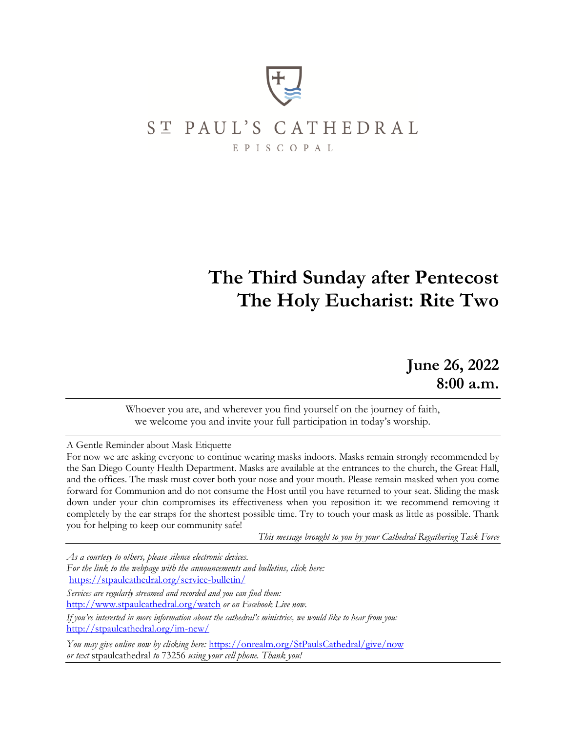ST PAUL'S CATHEDRAL

EPISCOPAL

# The Third Sunday after Pentecost
# The Holy Eucharist: Rite Two

**June 26, 2022**
**8:00 a.m.**

---

Whoever you are, and wherever you find yourself on the journey of faith, we welcome you and invite your full participation in today's worship.

---

A Gentle Reminder about Mask Etiquette

For now we are asking everyone to continue wearing masks indoors. Masks remain strongly recommended by the San Diego County Health Department. Masks are available at the entrances to the church, the Great Hall, and the offices. The mask must cover both your nose and your mouth. Please remain masked when you come forward for Communion and do not consume the Host until you have returned to your seat. Sliding the mask down under your chin compromises its effectiveness when you reposition it: we recommend removing it completely by the ear straps for the shortest possible time. Try to touch your mask as little as possible. Thank you for helping to keep our community safe!

*This message brought to you by your Cathedral Regathering Task Force*

---

*As a courtesy to others, please silence electronic devices.*

*For the link to the webpage with the announcements and bulletins, click here:*
https://stpaulcathedral.org/service-bulletin/

*Services are regularly streamed and recorded and you can find them:*
http://www.stpaulcathedral.org/watch *or on Facebook Live now.*

*If you're interested in more information about the cathedral's ministries, we would like to hear from you:*
http://stpaulcathedral.org/im-new/

*You may give online now by clicking here:* https://onrealm.org/StPaulsCathedral/give/now
*or text* stpaulcathedral *to* 73256 *using your cell phone. Thank you!*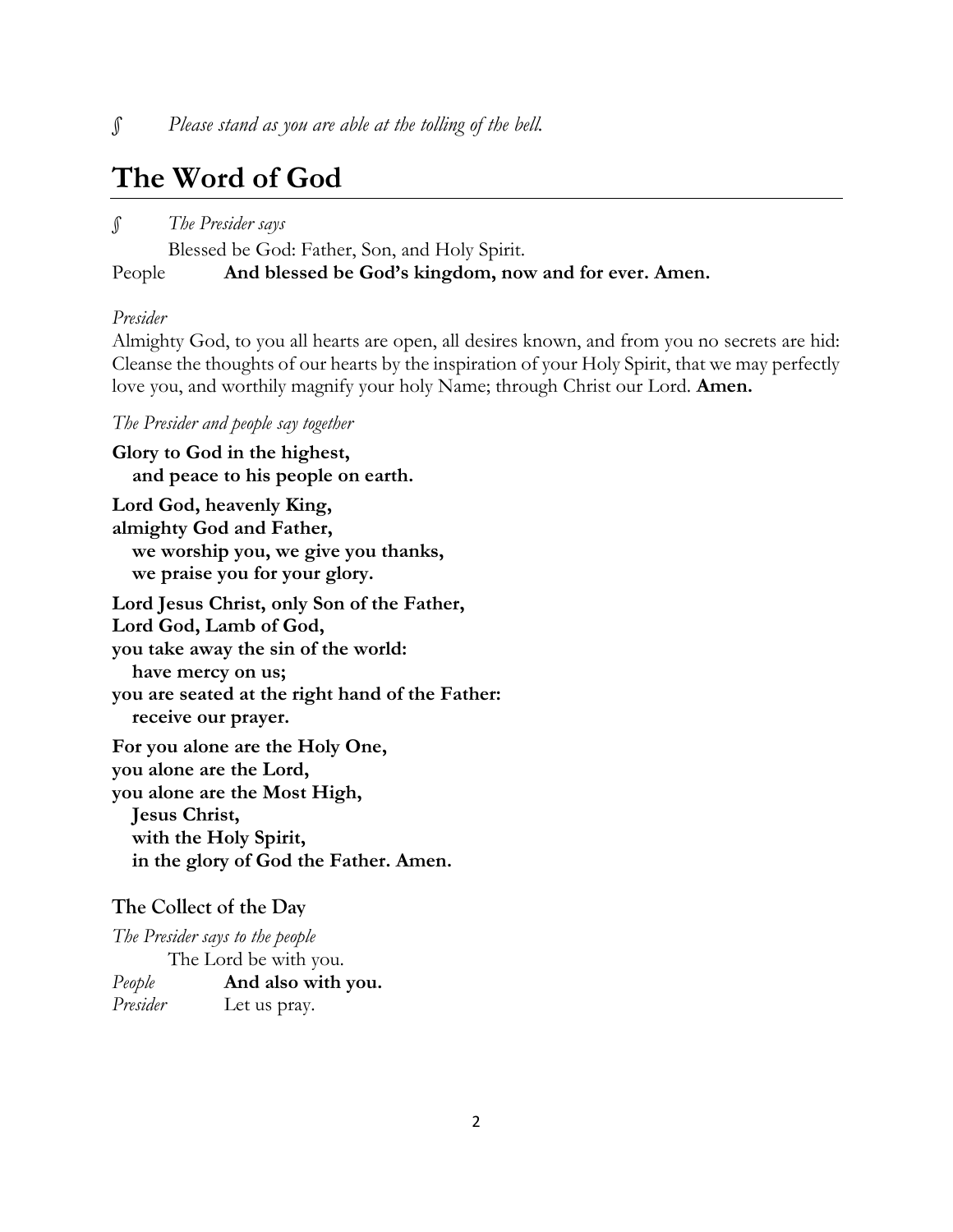∫ *Please stand as you are able at the tolling of the bell.*

# The Word of God

∫ *The Presider says*

Blessed be God: Father, Son, and Holy Spirit.

People **And blessed be God's kingdom, now and for ever. Amen.**

*Presider*

Almighty God, to you all hearts are open, all desires known, and from you no secrets are hid: Cleanse the thoughts of our hearts by the inspiration of your Holy Spirit, that we may perfectly love you, and worthily magnify your holy Name; through Christ our Lord. **Amen.**

*The Presider and people say together*

**Glory to God in the highest,**
**and peace to his people on earth.**

**Lord God, heavenly King,**
**almighty God and Father,**
**we worship you, we give you thanks,**
**we praise you for your glory.**

**Lord Jesus Christ, only Son of the Father,**
**Lord God, Lamb of God,**
**you take away the sin of the world:**
**have mercy on us;**
**you are seated at the right hand of the Father:**
**receive our prayer.**

**For you alone are the Holy One,**
**you alone are the Lord,**
**you alone are the Most High,**
**Jesus Christ,**
**with the Holy Spirit,**
**in the glory of God the Father. Amen.**

## The Collect of the Day

*The Presider says to the people*

The Lord be with you.

*People* **And also with you.**

*Presider* Let us pray.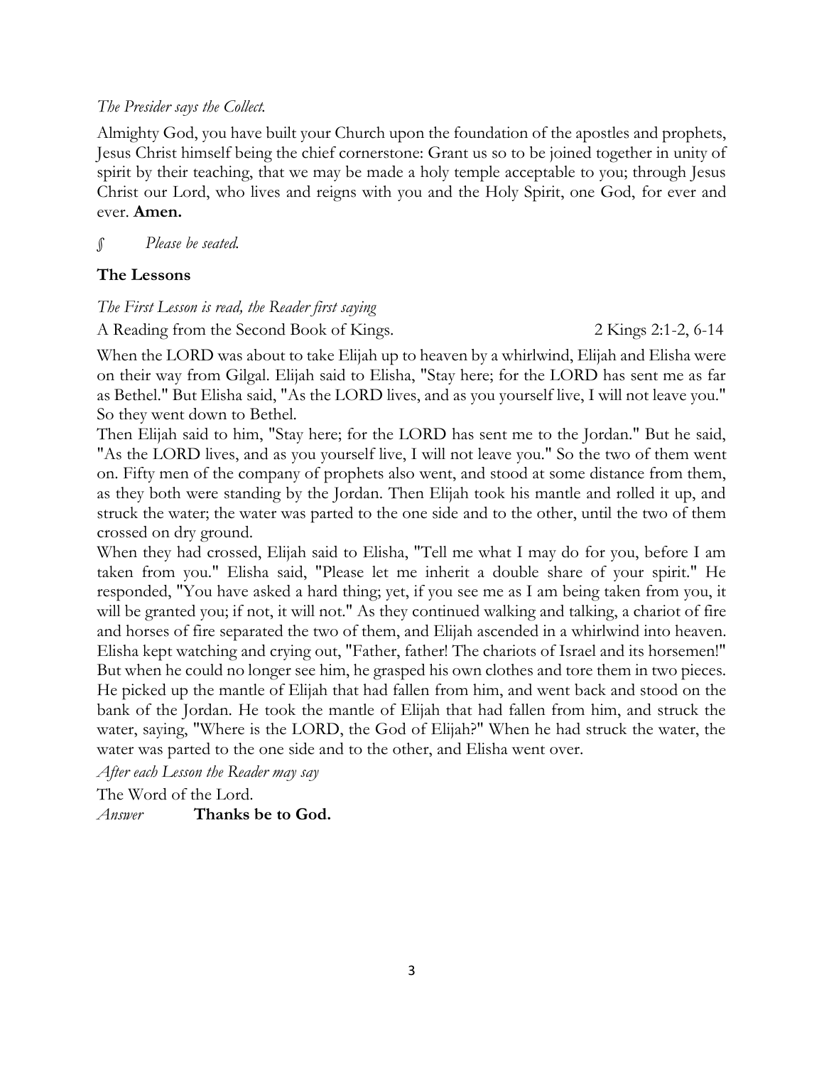*The Presider says the Collect.*

Almighty God, you have built your Church upon the foundation of the apostles and prophets, Jesus Christ himself being the chief cornerstone: Grant us so to be joined together in unity of spirit by their teaching, that we may be made a holy temple acceptable to you; through Jesus Christ our Lord, who lives and reigns with you and the Holy Spirit, one God, for ever and ever. **Amen.**

§ *Please be seated.*

**The Lessons**

*The First Lesson is read, the Reader first saying*

A Reading from the Second Book of Kings. 2 Kings 2:1-2, 6-14

When the LORD was about to take Elijah up to heaven by a whirlwind, Elijah and Elisha were on their way from Gilgal. Elijah said to Elisha, "Stay here; for the LORD has sent me as far as Bethel." But Elisha said, "As the LORD lives, and as you yourself live, I will not leave you." So they went down to Bethel.

Then Elijah said to him, "Stay here; for the LORD has sent me to the Jordan." But he said, "As the LORD lives, and as you yourself live, I will not leave you." So the two of them went on. Fifty men of the company of prophets also went, and stood at some distance from them, as they both were standing by the Jordan. Then Elijah took his mantle and rolled it up, and struck the water; the water was parted to the one side and to the other, until the two of them crossed on dry ground.

When they had crossed, Elijah said to Elisha, "Tell me what I may do for you, before I am taken from you." Elisha said, "Please let me inherit a double share of your spirit." He responded, "You have asked a hard thing; yet, if you see me as I am being taken from you, it will be granted you; if not, it will not." As they continued walking and talking, a chariot of fire and horses of fire separated the two of them, and Elijah ascended in a whirlwind into heaven. Elisha kept watching and crying out, "Father, father! The chariots of Israel and its horsemen!" But when he could no longer see him, he grasped his own clothes and tore them in two pieces. He picked up the mantle of Elijah that had fallen from him, and went back and stood on the bank of the Jordan. He took the mantle of Elijah that had fallen from him, and struck the water, saying, "Where is the LORD, the God of Elijah?" When he had struck the water, the water was parted to the one side and to the other, and Elisha went over.

*After each Lesson the Reader may say*

The Word of the Lord.

*Answer* **Thanks be to God.**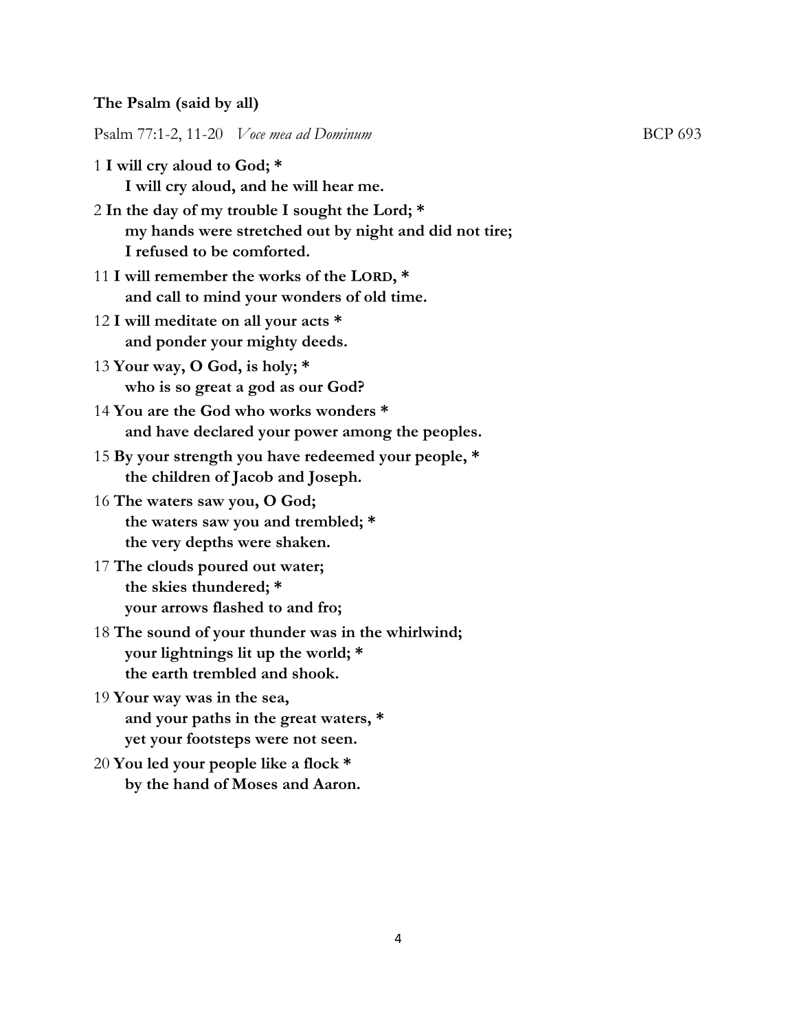**The Psalm (said by all)**

Psalm 77:1-2, 11-20 *Voce mea ad Dominum* BCP 693

1 **I will cry aloud to God; ***
**I will cry aloud, and he will hear me.**

2 **In the day of my trouble I sought the Lord; ***
**my hands were stretched out by night and did not tire;**
**I refused to be comforted.**

11 **I will remember the works of the LORD, ***
**and call to mind your wonders of old time.**

12 **I will meditate on all your acts ***
**and ponder your mighty deeds.**

13 **Your way, O God, is holy; ***
**who is so great a god as our God?**

14 **You are the God who works wonders ***
**and have declared your power among the peoples.**

15 **By your strength you have redeemed your people, ***
**the children of Jacob and Joseph.**

16 **The waters saw you, O God;**
**the waters saw you and trembled; ***
**the very depths were shaken.**

17 **The clouds poured out water;**
**the skies thundered; ***
**your arrows flashed to and fro;**

18 **The sound of your thunder was in the whirlwind;**
**your lightnings lit up the world; ***
**the earth trembled and shook.**

19 **Your way was in the sea,**
**and your paths in the great waters, ***
**yet your footsteps were not seen.**

20 **You led your people like a flock ***
**by the hand of Moses and Aaron.**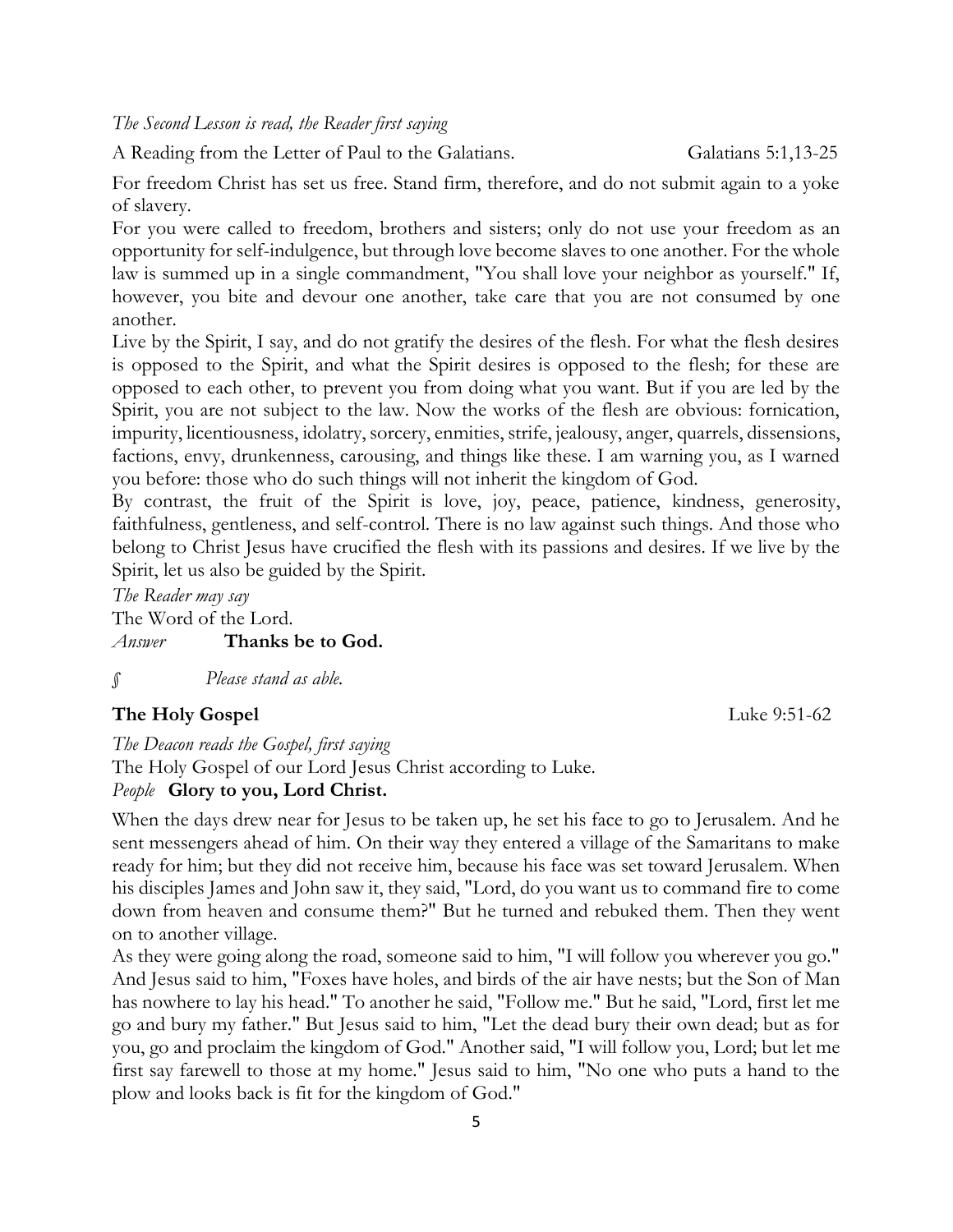*The Second Lesson is read, the Reader first saying*

A Reading from the Letter of Paul to the Galatians. Galatians 5:1,13-25

For freedom Christ has set us free. Stand firm, therefore, and do not submit again to a yoke of slavery.

For you were called to freedom, brothers and sisters; only do not use your freedom as an opportunity for self-indulgence, but through love become slaves to one another. For the whole law is summed up in a single commandment, "You shall love your neighbor as yourself." If, however, you bite and devour one another, take care that you are not consumed by one another.

Live by the Spirit, I say, and do not gratify the desires of the flesh. For what the flesh desires is opposed to the Spirit, and what the Spirit desires is opposed to the flesh; for these are opposed to each other, to prevent you from doing what you want. But if you are led by the Spirit, you are not subject to the law. Now the works of the flesh are obvious: fornication, impurity, licentiousness, idolatry, sorcery, enmities, strife, jealousy, anger, quarrels, dissensions, factions, envy, drunkenness, carousing, and things like these. I am warning you, as I warned you before: those who do such things will not inherit the kingdom of God.

By contrast, the fruit of the Spirit is love, joy, peace, patience, kindness, generosity, faithfulness, gentleness, and self-control. There is no law against such things. And those who belong to Christ Jesus have crucified the flesh with its passions and desires. If we live by the Spirit, let us also be guided by the Spirit.

*The Reader may say*
The Word of the Lord.
*Answer* **Thanks be to God.**

*∫ Please stand as able.*

**The Holy Gospel** Luke 9:51-62

*The Deacon reads the Gospel, first saying*
The Holy Gospel of our Lord Jesus Christ according to Luke.
*People* **Glory to you, Lord Christ.**

When the days drew near for Jesus to be taken up, he set his face to go to Jerusalem. And he sent messengers ahead of him. On their way they entered a village of the Samaritans to make ready for him; but they did not receive him, because his face was set toward Jerusalem. When his disciples James and John saw it, they said, "Lord, do you want us to command fire to come down from heaven and consume them?" But he turned and rebuked them. Then they went on to another village.

As they were going along the road, someone said to him, "I will follow you wherever you go." And Jesus said to him, "Foxes have holes, and birds of the air have nests; but the Son of Man has nowhere to lay his head." To another he said, "Follow me." But he said, "Lord, first let me go and bury my father." But Jesus said to him, "Let the dead bury their own dead; but as for you, go and proclaim the kingdom of God." Another said, "I will follow you, Lord; but let me first say farewell to those at my home." Jesus said to him, "No one who puts a hand to the plow and looks back is fit for the kingdom of God."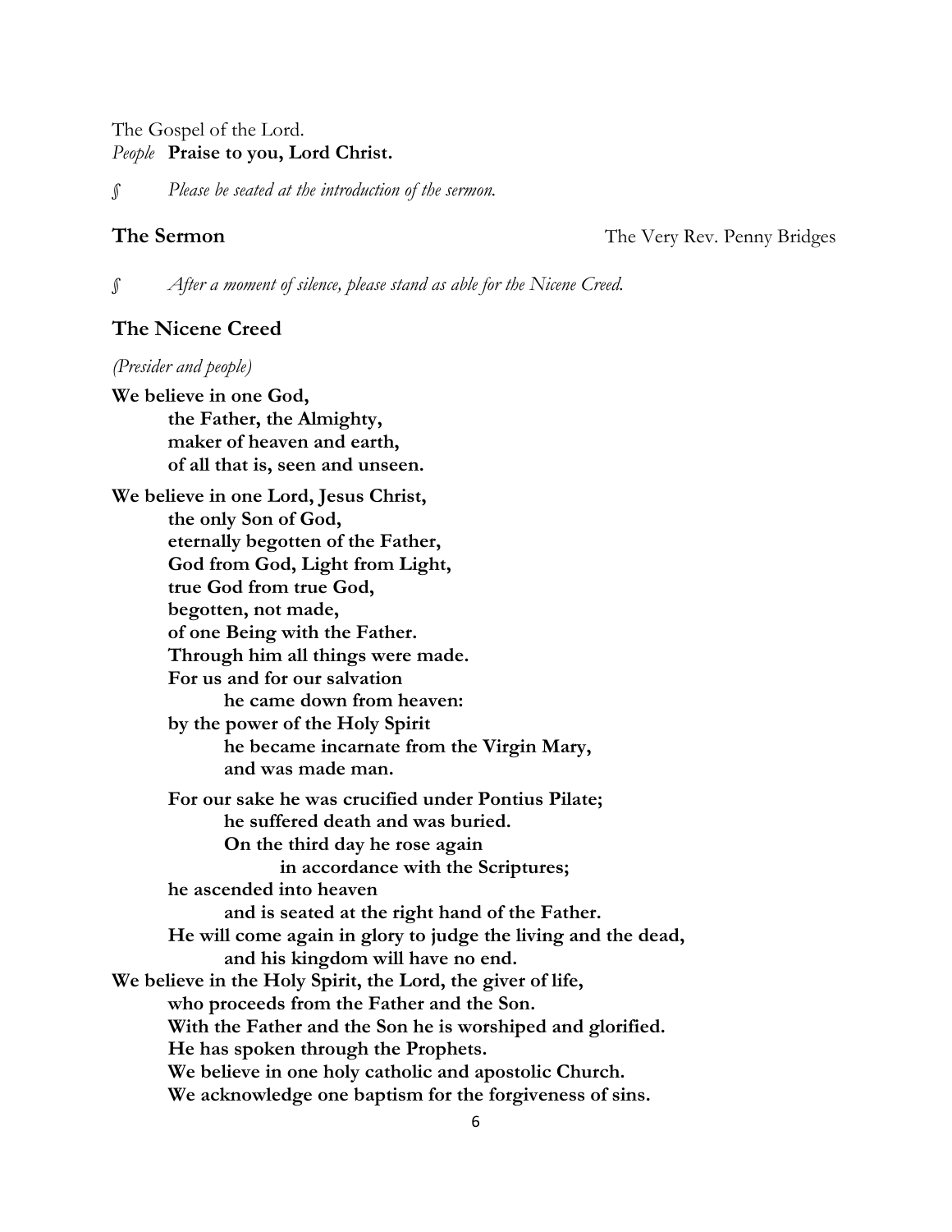The Gospel of the Lord.
*People* **Praise to you, Lord Christ.**

∫ *Please be seated at the introduction of the sermon.*

**The Sermon** The Very Rev. Penny Bridges

∫ *After a moment of silence, please stand as able for the Nicene Creed.*

## The Nicene Creed

*(Presider and people)*

**We believe in one God,**
**the Father, the Almighty,**
**maker of heaven and earth,**
**of all that is, seen and unseen.**

**We believe in one Lord, Jesus Christ,**
**the only Son of God,**
**eternally begotten of the Father,**
**God from God, Light from Light,**
**true God from true God,**
**begotten, not made,**
**of one Being with the Father.**
**Through him all things were made.**
**For us and for our salvation**
**he came down from heaven:**
**by the power of the Holy Spirit**
**he became incarnate from the Virgin Mary,**
**and was made man.**

**For our sake he was crucified under Pontius Pilate;**
**he suffered death and was buried.**
**On the third day he rose again**
**in accordance with the Scriptures;**
**he ascended into heaven**
**and is seated at the right hand of the Father.**
**He will come again in glory to judge the living and the dead,**
**and his kingdom will have no end.**
**We believe in the Holy Spirit, the Lord, the giver of life,**
**who proceeds from the Father and the Son.**
**With the Father and the Son he is worshiped and glorified.**
**He has spoken through the Prophets.**
**We believe in one holy catholic and apostolic Church.**
**We acknowledge one baptism for the forgiveness of sins.**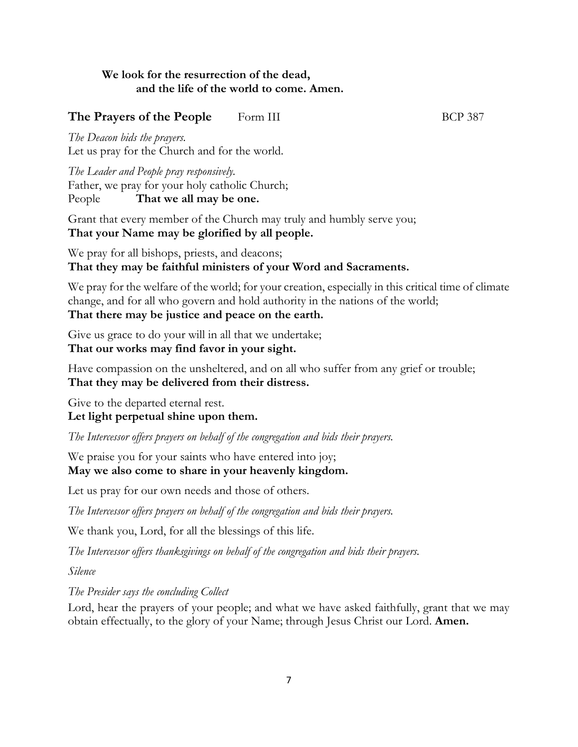**We look for the resurrection of the dead,**
**and the life of the world to come. Amen.**

## The Prayers of the People  Form III  BCP 387

*The Deacon bids the prayers.*
Let us pray for the Church and for the world.

*The Leader and People pray responsively.*
Father, we pray for your holy catholic Church;
People  **That we all may be one.**

Grant that every member of the Church may truly and humbly serve you;
**That your Name may be glorified by all people.**

We pray for all bishops, priests, and deacons;
**That they may be faithful ministers of your Word and Sacraments.**

We pray for the welfare of the world; for your creation, especially in this critical time of climate change, and for all who govern and hold authority in the nations of the world;
**That there may be justice and peace on the earth.**

Give us grace to do your will in all that we undertake;
**That our works may find favor in your sight.**

Have compassion on the unsheltered, and on all who suffer from any grief or trouble;
**That they may be delivered from their distress.**

Give to the departed eternal rest.
**Let light perpetual shine upon them.**

*The Intercessor offers prayers on behalf of the congregation and bids their prayers.*

We praise you for your saints who have entered into joy;
**May we also come to share in your heavenly kingdom.**

Let us pray for our own needs and those of others.

*The Intercessor offers prayers on behalf of the congregation and bids their prayers.*

We thank you, Lord, for all the blessings of this life.

*The Intercessor offers thanksgivings on behalf of the congregation and bids their prayers.*

*Silence*

*The Presider says the concluding Collect*

Lord, hear the prayers of your people; and what we have asked faithfully, grant that we may obtain effectually, to the glory of your Name; through Jesus Christ our Lord. **Amen.**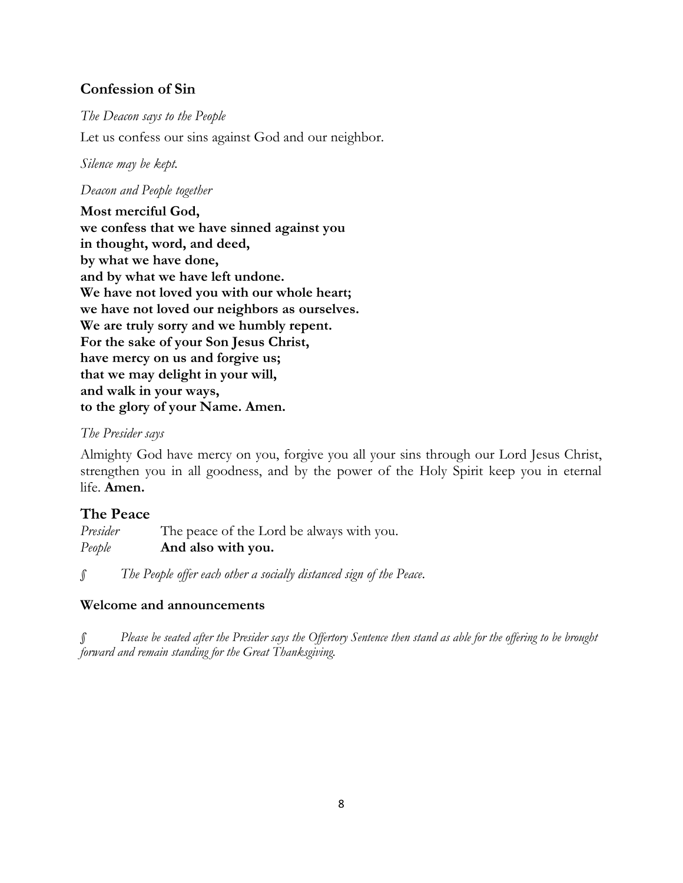## Confession of Sin

*The Deacon says to the People*

Let us confess our sins against God and our neighbor.

*Silence may be kept.*

*Deacon and People together*

**Most merciful God,**
**we confess that we have sinned against you**
**in thought, word, and deed,**
**by what we have done,**
**and by what we have left undone.**
**We have not loved you with our whole heart;**
**we have not loved our neighbors as ourselves.**
**We are truly sorry and we humbly repent.**
**For the sake of your Son Jesus Christ,**
**have mercy on us and forgive us;**
**that we may delight in your will,**
**and walk in your ways,**
**to the glory of your Name. Amen.**

*The Presider says*

Almighty God have mercy on you, forgive you all your sins through our Lord Jesus Christ, strengthen you in all goodness, and by the power of the Holy Spirit keep you in eternal life. **Amen.**

## The Peace

*Presider* The peace of the Lord be always with you.
*People* **And also with you.**

∫ *The People offer each other a socially distanced sign of the Peace.*

### Welcome and announcements

∫ *Please be seated after the Presider says the Offertory Sentence then stand as able for the offering to be brought forward and remain standing for the Great Thanksgiving.*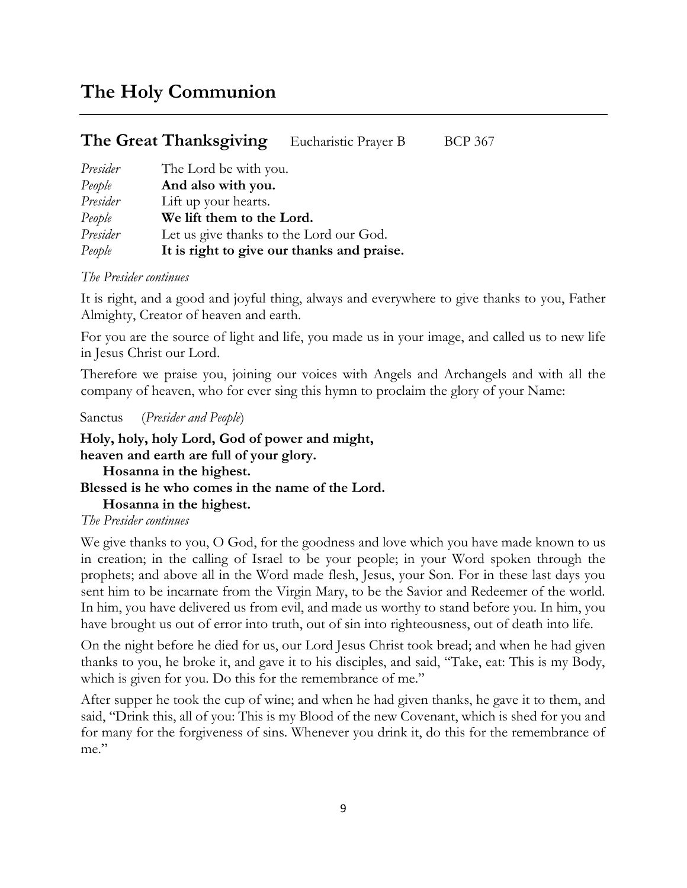# The Holy Communion

---

## The Great Thanksgiving    Eucharistic Prayer B    BCP 367

*Presider* The Lord be with you.
*People* **And also with you.**
*Presider* Lift up your hearts.
*People* **We lift them to the Lord.**
*Presider* Let us give thanks to the Lord our God.
*People* **It is right to give our thanks and praise.**

*The Presider continues*

It is right, and a good and joyful thing, always and everywhere to give thanks to you, Father Almighty, Creator of heaven and earth.

For you are the source of light and life, you made us in your image, and called us to new life in Jesus Christ our Lord.

Therefore we praise you, joining our voices with Angels and Archangels and with all the company of heaven, who for ever sing this hymn to proclaim the glory of your Name:

Sanctus (*Presider and People*)

**Holy, holy, holy Lord, God of power and might,**
**heaven and earth are full of your glory.**
  **Hosanna in the highest.**
**Blessed is he who comes in the name of the Lord.**
  **Hosanna in the highest.**

*The Presider continues*

We give thanks to you, O God, for the goodness and love which you have made known to us in creation; in the calling of Israel to be your people; in your Word spoken through the prophets; and above all in the Word made flesh, Jesus, your Son. For in these last days you sent him to be incarnate from the Virgin Mary, to be the Savior and Redeemer of the world. In him, you have delivered us from evil, and made us worthy to stand before you. In him, you have brought us out of error into truth, out of sin into righteousness, out of death into life.

On the night before he died for us, our Lord Jesus Christ took bread; and when he had given thanks to you, he broke it, and gave it to his disciples, and said, "Take, eat: This is my Body, which is given for you. Do this for the remembrance of me."

After supper he took the cup of wine; and when he had given thanks, he gave it to them, and said, "Drink this, all of you: This is my Blood of the new Covenant, which is shed for you and for many for the forgiveness of sins. Whenever you drink it, do this for the remembrance of me."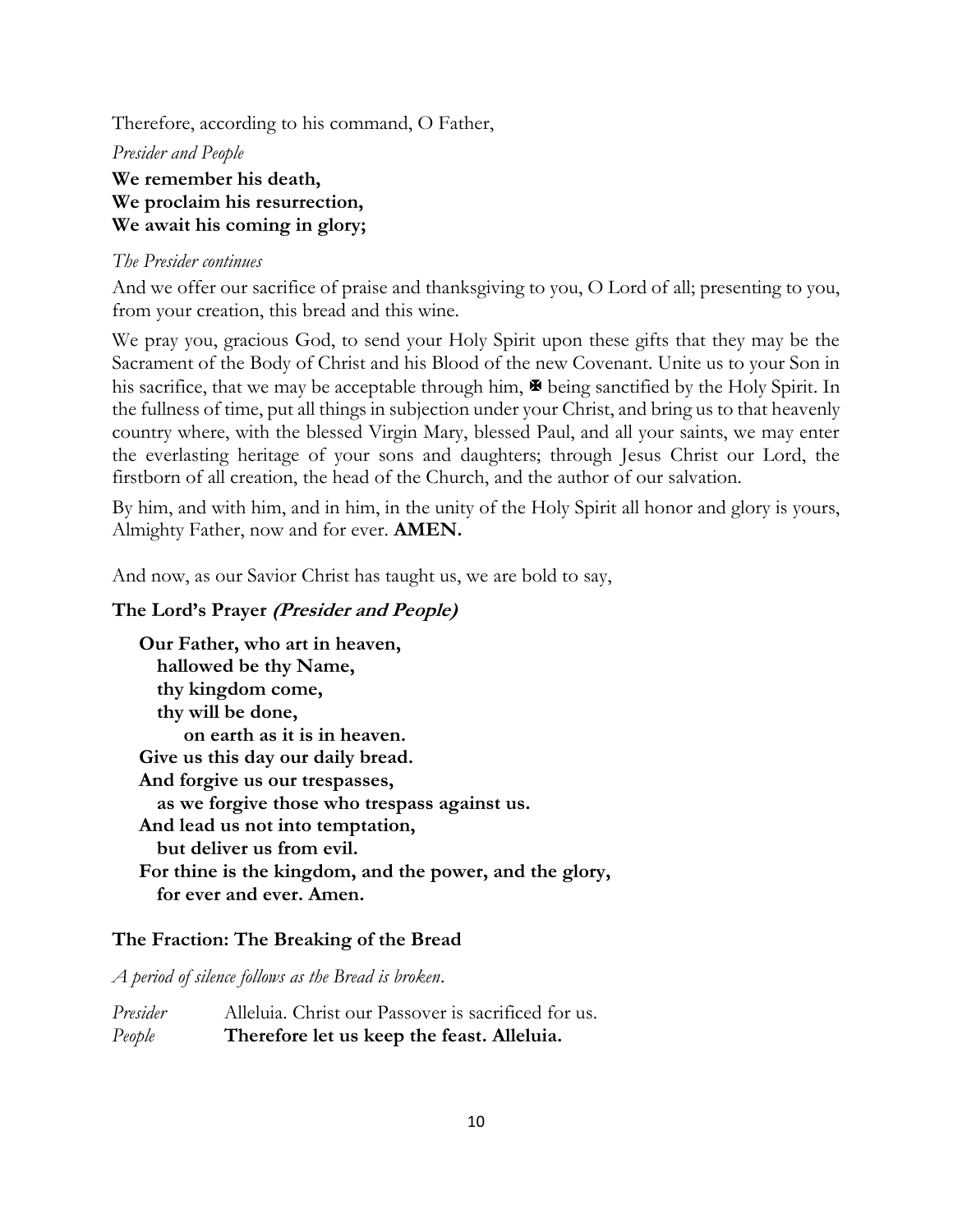Therefore, according to his command, O Father,

*Presider and People*

**We remember his death,**
**We proclaim his resurrection,**
**We await his coming in glory;**

*The Presider continues*

And we offer our sacrifice of praise and thanksgiving to you, O Lord of all; presenting to you, from your creation, this bread and this wine.

We pray you, gracious God, to send your Holy Spirit upon these gifts that they may be the Sacrament of the Body of Christ and his Blood of the new Covenant. Unite us to your Son in his sacrifice, that we may be acceptable through him, ✠ being sanctified by the Holy Spirit. In the fullness of time, put all things in subjection under your Christ, and bring us to that heavenly country where, with the blessed Virgin Mary, blessed Paul, and all your saints, we may enter the everlasting heritage of your sons and daughters; through Jesus Christ our Lord, the firstborn of all creation, the head of the Church, and the author of our salvation.

By him, and with him, and in him, in the unity of the Holy Spirit all honor and glory is yours, Almighty Father, now and for ever. **AMEN.**

And now, as our Savior Christ has taught us, we are bold to say,

**The Lord's Prayer *(Presider and People)***

**Our Father, who art in heaven,**
**hallowed be thy Name,**
**thy kingdom come,**
**thy will be done,**
**on earth as it is in heaven.**
**Give us this day our daily bread.**
**And forgive us our trespasses,**
**as we forgive those who trespass against us.**
**And lead us not into temptation,**
**but deliver us from evil.**
**For thine is the kingdom, and the power, and the glory,**
**for ever and ever. Amen.**

**The Fraction: The Breaking of the Bread**

*A period of silence follows as the Bread is broken.*

*Presider* Alleluia. Christ our Passover is sacrificed for us.
*People* **Therefore let us keep the feast. Alleluia.**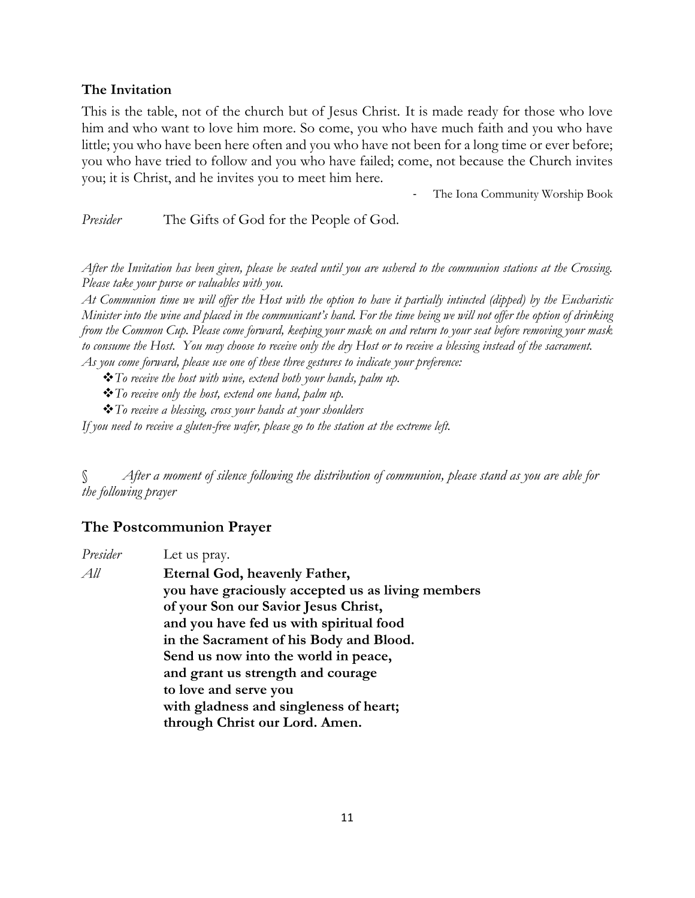### The Invitation

This is the table, not of the church but of Jesus Christ. It is made ready for those who love him and who want to love him more. So come, you who have much faith and you who have little; you who have been here often and you who have not been for a long time or ever before; you who have tried to follow and you who have failed; come, not because the Church invites you; it is Christ, and he invites you to meet him here.

- The Iona Community Worship Book

*Presider* The Gifts of God for the People of God.

*After the Invitation has been given, please be seated until you are ushered to the communion stations at the Crossing. Please take your purse or valuables with you.*

*At Communion time we will offer the Host with the option to have it partially intincted (dipped) by the Eucharistic Minister into the wine and placed in the communicant's hand. For the time being we will not offer the option of drinking from the Common Cup. Please come forward, keeping your mask on and return to your seat before removing your mask to consume the Host. You may choose to receive only the dry Host or to receive a blessing instead of the sacrament.*

*As you come forward, please use one of these three gestures to indicate your preference:*

- ❖*To receive the host with wine, extend both your hands, palm up.*
- ❖*To receive only the host, extend one hand, palm up.*
- ❖*To receive a blessing, cross your hands at your shoulders*

*If you need to receive a gluten-free wafer, please go to the station at the extreme left.*

§ *After a moment of silence following the distribution of communion, please stand as you are able for the following prayer*

## The Postcommunion Prayer

*Presider* Let us pray.

*All* **Eternal God, heavenly Father,**
**you have graciously accepted us as living members**
**of your Son our Savior Jesus Christ,**
**and you have fed us with spiritual food**
**in the Sacrament of his Body and Blood.**
**Send us now into the world in peace,**
**and grant us strength and courage**
**to love and serve you**
**with gladness and singleness of heart;**
**through Christ our Lord. Amen.**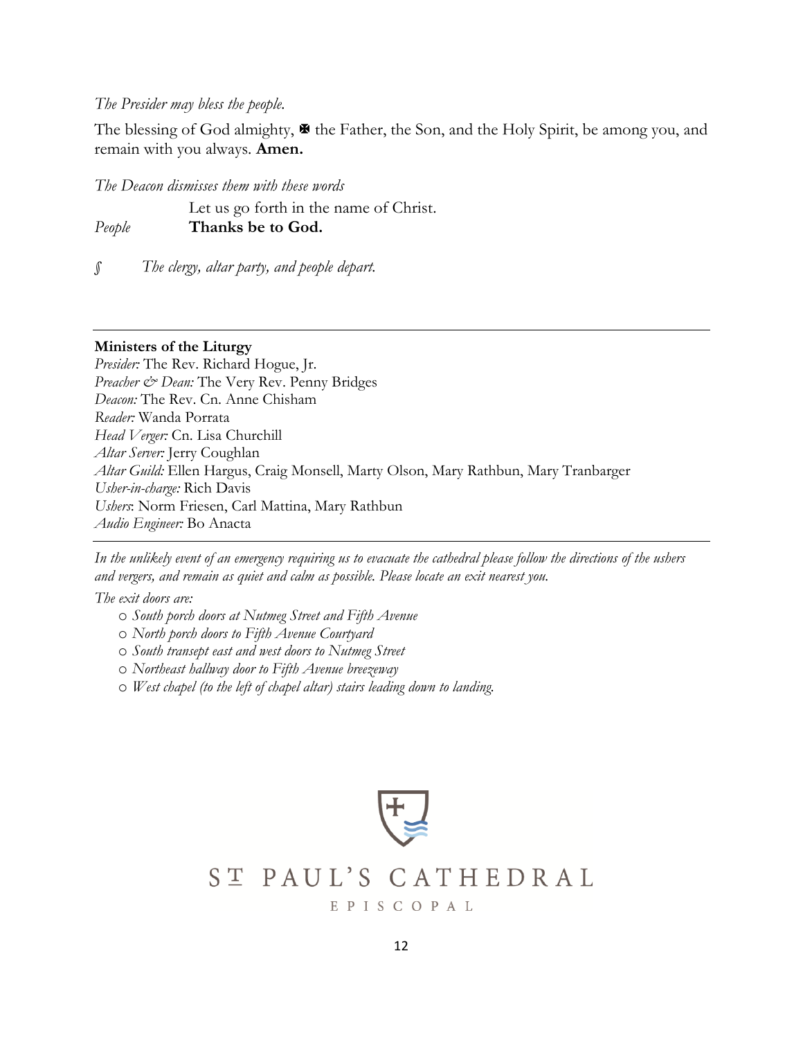*The Presider may bless the people.*

The blessing of God almighty, ✠ the Father, the Son, and the Holy Spirit, be among you, and remain with you always. **Amen.**

*The Deacon dismisses them with these words*

Let us go forth in the name of Christ.

*People* **Thanks be to God.**

∫ *The clergy, altar party, and people depart.*

---

**Ministers of the Liturgy**

*Presider:* The Rev. Richard Hogue, Jr.
*Preacher & Dean:* The Very Rev. Penny Bridges
*Deacon:* The Rev. Cn. Anne Chisham
*Reader:* Wanda Porrata
*Head Verger:* Cn. Lisa Churchill
*Altar Server:* Jerry Coughlan
*Altar Guild:* Ellen Hargus, Craig Monsell, Marty Olson, Mary Rathbun, Mary Tranbarger
*Usher-in-charge:* Rich Davis
*Ushers*: Norm Friesen, Carl Mattina, Mary Rathbun
*Audio Engineer:* Bo Anacta

---

*In the unlikely event of an emergency requiring us to evacuate the cathedral please follow the directions of the ushers and vergers, and remain as quiet and calm as possible. Please locate an exit nearest you.*

*The exit doors are:*

- *South porch doors at Nutmeg Street and Fifth Avenue*
- *North porch doors to Fifth Avenue Courtyard*
- *South transept east and west doors to Nutmeg Street*
- *Northeast hallway door to Fifth Avenue breezeway*
- *West chapel (to the left of chapel altar) stairs leading down to landing.*

ST PAUL'S CATHEDRAL
EPISCOPAL